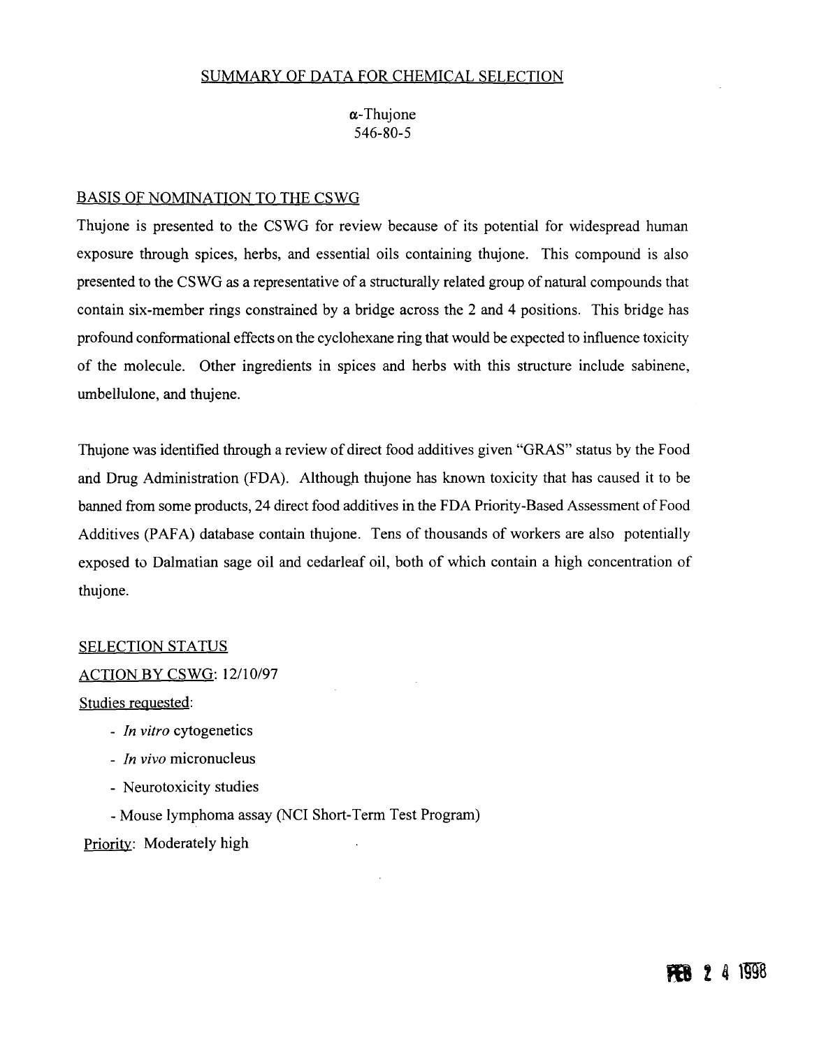# SUMMARY OF DATA FOR CHEMICAL SELECTION

α-Thujone
546-80-5

## BASIS OF NOMINATION TO THE CSWG

Thujone is presented to the CSWG for review because of its potential for widespread human exposure through spices, herbs, and essential oils containing thujone. This compound is also presented to the CSWG as a representative of a structurally related group of natural compounds that contain six-member rings constrained by a bridge across the 2 and 4 positions. This bridge has profound conformational effects on the cyclohexane ring that would be expected to influence toxicity of the molecule. Other ingredients in spices and herbs with this structure include sabinene, umbellulone, and thujene.

Thujone was identified through a review of direct food additives given "GRAS" status by the Food and Drug Administration (FDA). Although thujone has known toxicity that has caused it to be banned from some products, 24 direct food additives in the FDA Priority-Based Assessment of Food Additives (PAFA) database contain thujone. Tens of thousands of workers are also potentially exposed to Dalmatian sage oil and cedarleaf oil, both of which contain a high concentration of thujone.

## SELECTION STATUS

ACTION BY CSWG: 12/10/97

Studies requested:

- *In vitro* cytogenetics
- *In vivo* micronucleus
- Neurotoxicity studies
- Mouse lymphoma assay (NCI Short-Term Test Program)

Priority: Moderately high

FEB 2 4 1998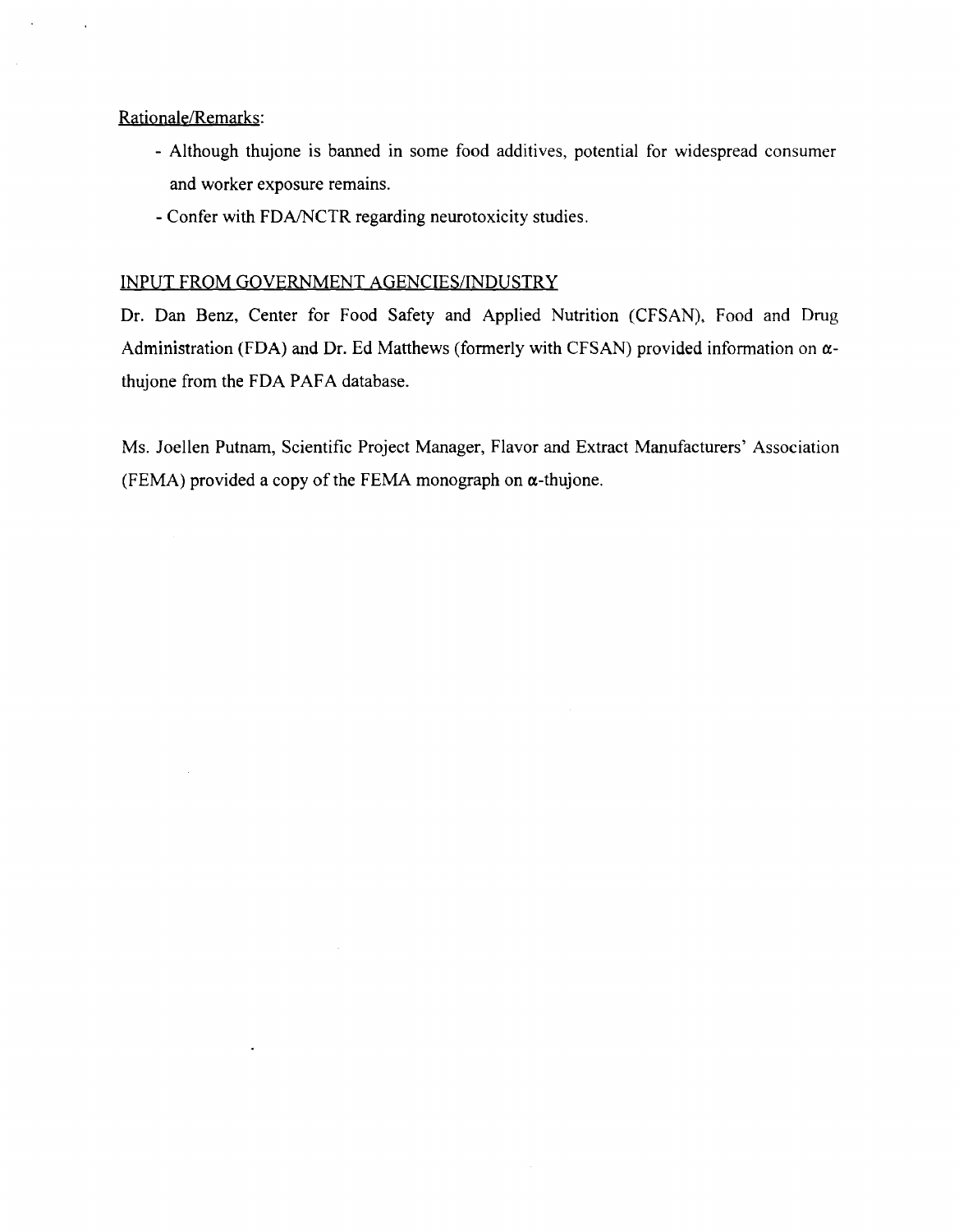Rationale/Remarks:

- Although thujone is banned in some food additives, potential for widespread consumer and worker exposure remains.
- Confer with FDA/NCTR regarding neurotoxicity studies.

INPUT FROM GOVERNMENT AGENCIES/INDUSTRY

Dr. Dan Benz, Center for Food Safety and Applied Nutrition (CFSAN), Food and Drug Administration (FDA) and Dr. Ed Matthews (formerly with CFSAN) provided information on α-thujone from the FDA PAFA database.

Ms. Joellen Putnam, Scientific Project Manager, Flavor and Extract Manufacturers' Association (FEMA) provided a copy of the FEMA monograph on α-thujone.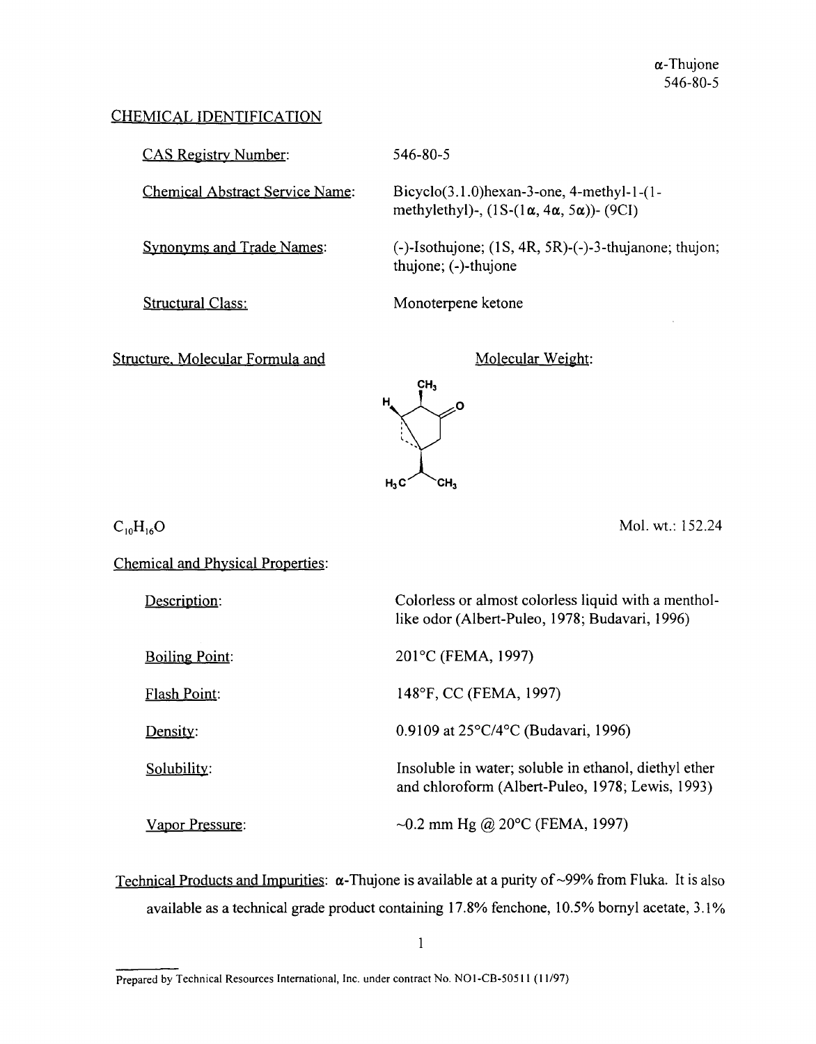## CHEMICAL IDENTIFICATION

| | |
|---|---|
| CAS Registry Number: | 546-80-5 |
| Chemical Abstract Service Name: | Bicyclo(3.1.0)hexan-3-one, 4-methyl-1-(1-methylethyl)-, (1S-(1α, 4α, 5α))- (9CI) |
| Synonyms and Trade Names: | (-)-Isothujone; (1S, 4R, 5R)-(-)-3-thujanone; thujon; thujone; (-)-thujone |
| Structural Class: | Monoterpene ketone |

Structure, Molecular Formula and Molecular Weight:

$C_{10}H_{16}O$ Mol. wt.: 152.24

Chemical and Physical Properties:

| | |
|---|---|
| Description: | Colorless or almost colorless liquid with a menthol-like odor (Albert-Puleo, 1978; Budavari, 1996) |
| Boiling Point: | 201°C (FEMA, 1997) |
| Flash Point: | 148°F, CC (FEMA, 1997) |
| Density: | 0.9109 at 25°C/4°C (Budavari, 1996) |
| Solubility: | Insoluble in water; soluble in ethanol, diethyl ether and chloroform (Albert-Puleo, 1978; Lewis, 1993) |
| Vapor Pressure: | ~0.2 mm Hg @ 20°C (FEMA, 1997) |

Technical Products and Impurities: α-Thujone is available at a purity of ~99% from Fluka. It is also available as a technical grade product containing 17.8% fenchone, 10.5% bornyl acetate, 3.1%

Prepared by Technical Resources International, Inc. under contract No. NO1-CB-50511 (11/97)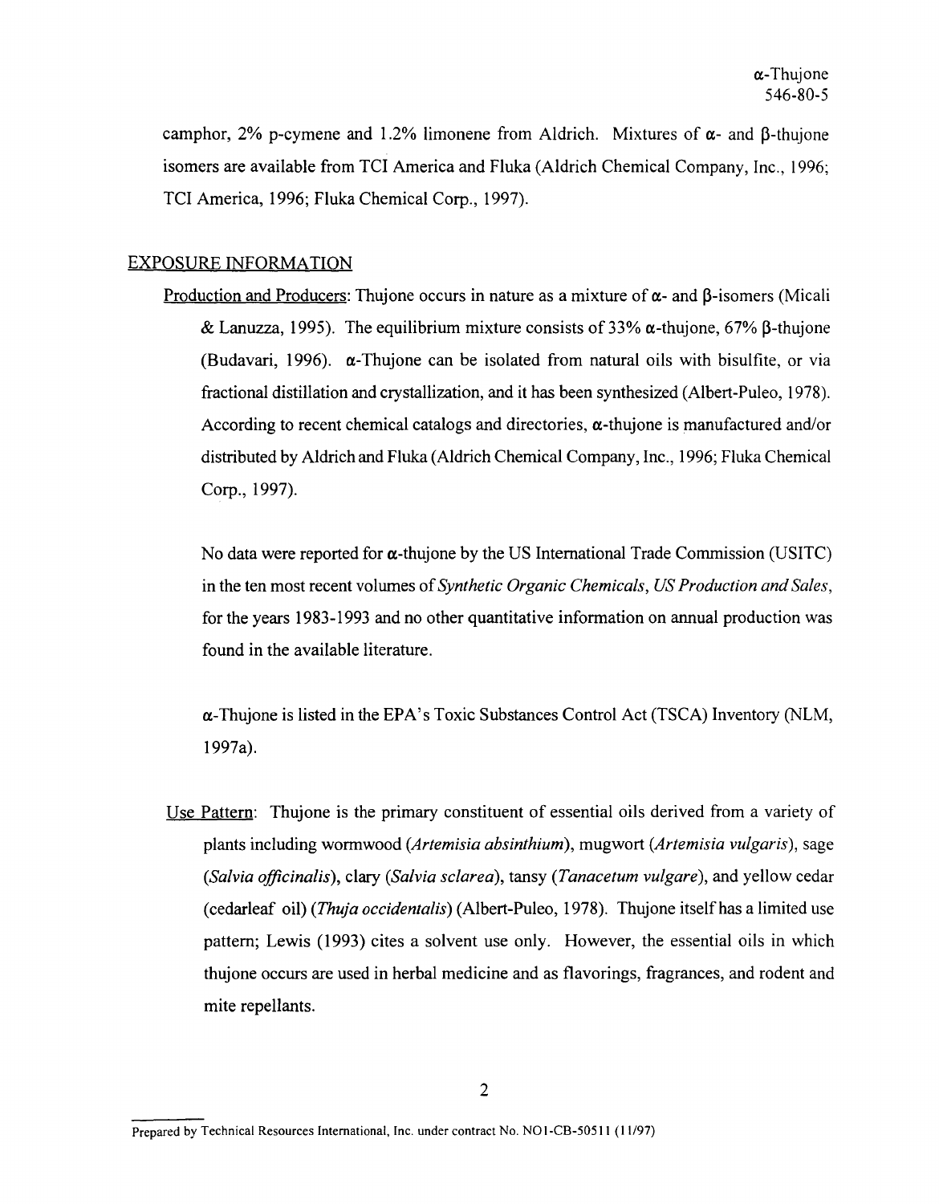camphor, 2% p-cymene and 1.2% limonene from Aldrich. Mixtures of α- and β-thujone isomers are available from TCI America and Fluka (Aldrich Chemical Company, Inc., 1996; TCI America, 1996; Fluka Chemical Corp., 1997).

## EXPOSURE INFORMATION

Production and Producers: Thujone occurs in nature as a mixture of α- and β-isomers (Micali & Lanuzza, 1995). The equilibrium mixture consists of 33% α-thujone, 67% β-thujone (Budavari, 1996). α-Thujone can be isolated from natural oils with bisulfite, or via fractional distillation and crystallization, and it has been synthesized (Albert-Puleo, 1978). According to recent chemical catalogs and directories, α-thujone is manufactured and/or distributed by Aldrich and Fluka (Aldrich Chemical Company, Inc., 1996; Fluka Chemical Corp., 1997).

No data were reported for α-thujone by the US International Trade Commission (USITC) in the ten most recent volumes of *Synthetic Organic Chemicals, US Production and Sales*, for the years 1983-1993 and no other quantitative information on annual production was found in the available literature.

α-Thujone is listed in the EPA's Toxic Substances Control Act (TSCA) Inventory (NLM, 1997a).

Use Pattern: Thujone is the primary constituent of essential oils derived from a variety of plants including wormwood (*Artemisia absinthium*), mugwort (*Artemisia vulgaris*), sage (*Salvia officinalis*), clary (*Salvia sclarea*), tansy (*Tanacetum vulgare*), and yellow cedar (cedarleaf oil) (*Thuja occidentalis*) (Albert-Puleo, 1978). Thujone itself has a limited use pattern; Lewis (1993) cites a solvent use only. However, the essential oils in which thujone occurs are used in herbal medicine and as flavorings, fragrances, and rodent and mite repellants.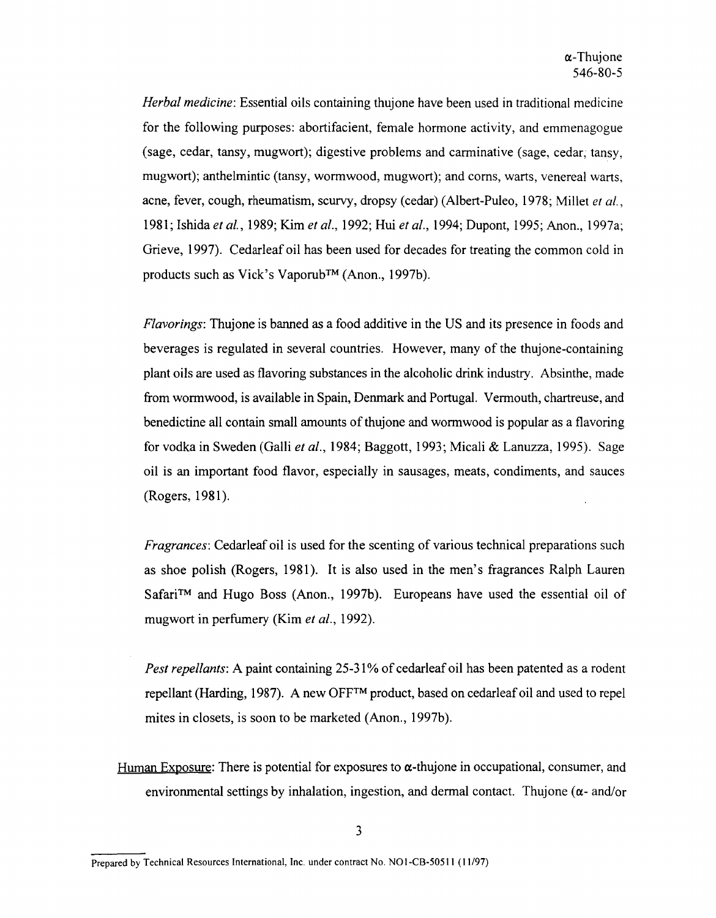*Herbal medicine*: Essential oils containing thujone have been used in traditional medicine for the following purposes: abortifacient, female hormone activity, and emmenagogue (sage, cedar, tansy, mugwort); digestive problems and carminative (sage, cedar, tansy, mugwort); anthelmintic (tansy, wormwood, mugwort); and corns, warts, venereal warts, acne, fever, cough, rheumatism, scurvy, dropsy (cedar) (Albert-Puleo, 1978; Millet *et al.*, 1981; Ishida *et al.*, 1989; Kim *et al.*, 1992; Hui *et al.*, 1994; Dupont, 1995; Anon., 1997a; Grieve, 1997). Cedarleaf oil has been used for decades for treating the common cold in products such as Vick's Vaporub™ (Anon., 1997b).

*Flavorings*: Thujone is banned as a food additive in the US and its presence in foods and beverages is regulated in several countries. However, many of the thujone-containing plant oils are used as flavoring substances in the alcoholic drink industry. Absinthe, made from wormwood, is available in Spain, Denmark and Portugal. Vermouth, chartreuse, and benedictine all contain small amounts of thujone and wormwood is popular as a flavoring for vodka in Sweden (Galli *et al.*, 1984; Baggott, 1993; Micali & Lanuzza, 1995). Sage oil is an important food flavor, especially in sausages, meats, condiments, and sauces (Rogers, 1981).

*Fragrances*: Cedarleaf oil is used for the scenting of various technical preparations such as shoe polish (Rogers, 1981). It is also used in the men's fragrances Ralph Lauren Safari™ and Hugo Boss (Anon., 1997b). Europeans have used the essential oil of mugwort in perfumery (Kim *et al.*, 1992).

*Pest repellants*: A paint containing 25-31% of cedarleaf oil has been patented as a rodent repellant (Harding, 1987). A new OFF™ product, based on cedarleaf oil and used to repel mites in closets, is soon to be marketed (Anon., 1997b).

Human Exposure: There is potential for exposures to α-thujone in occupational, consumer, and environmental settings by inhalation, ingestion, and dermal contact. Thujone (α- and/or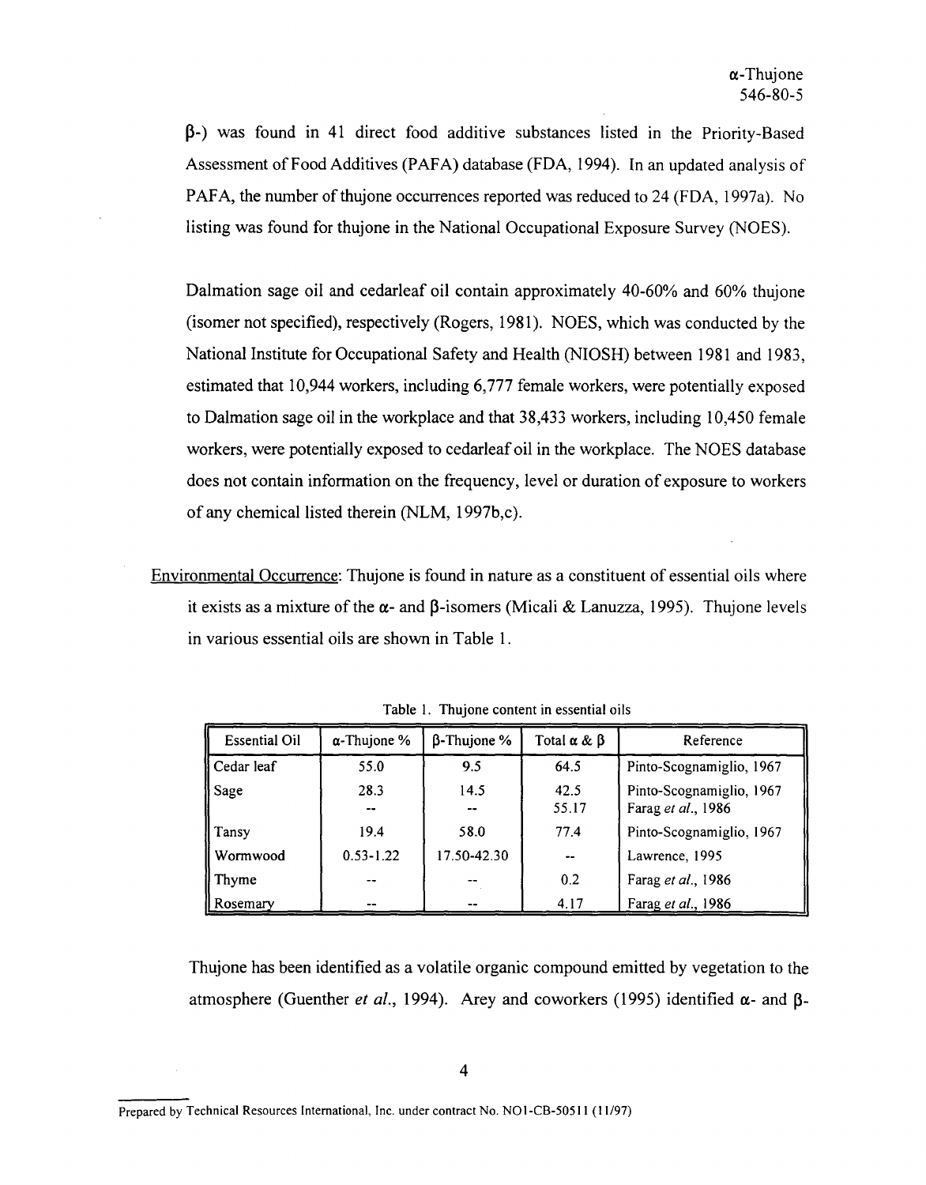β-) was found in 41 direct food additive substances listed in the Priority-Based Assessment of Food Additives (PAFA) database (FDA, 1994). In an updated analysis of PAFA, the number of thujone occurrences reported was reduced to 24 (FDA, 1997a). No listing was found for thujone in the National Occupational Exposure Survey (NOES).

Dalmation sage oil and cedarleaf oil contain approximately 40-60% and 60% thujone (isomer not specified), respectively (Rogers, 1981). NOES, which was conducted by the National Institute for Occupational Safety and Health (NIOSH) between 1981 and 1983, estimated that 10,944 workers, including 6,777 female workers, were potentially exposed to Dalmation sage oil in the workplace and that 38,433 workers, including 10,450 female workers, were potentially exposed to cedarleaf oil in the workplace. The NOES database does not contain information on the frequency, level or duration of exposure to workers of any chemical listed therein (NLM, 1997b,c).

Environmental Occurrence: Thujone is found in nature as a constituent of essential oils where it exists as a mixture of the α- and β-isomers (Micali & Lanuzza, 1995). Thujone levels in various essential oils are shown in Table 1.

Table 1. Thujone content in essential oils

| Essential Oil | α-Thujone % | β-Thujone % | Total α & β | Reference |
|---|---|---|---|---|
| Cedar leaf | 55.0 | 9.5 | 64.5 | Pinto-Scognamiglio, 1967 |
| Sage | 28.3<br>-- | 14.5<br>-- | 42.5<br>55.17 | Pinto-Scognamiglio, 1967<br>Farag *et al.*, 1986 |
| Tansy | 19.4 | 58.0 | 77.4 | Pinto-Scognamiglio, 1967 |
| Wormwood | 0.53-1.22 | 17.50-42.30 | -- | Lawrence, 1995 |
| Thyme | -- | -- | 0.2 | Farag *et al.*, 1986 |
| Rosemary | -- | -- | 4.17 | Farag *et al.*, 1986 |

Thujone has been identified as a volatile organic compound emitted by vegetation to the atmosphere (Guenther *et al.*, 1994). Arey and coworkers (1995) identified α- and β-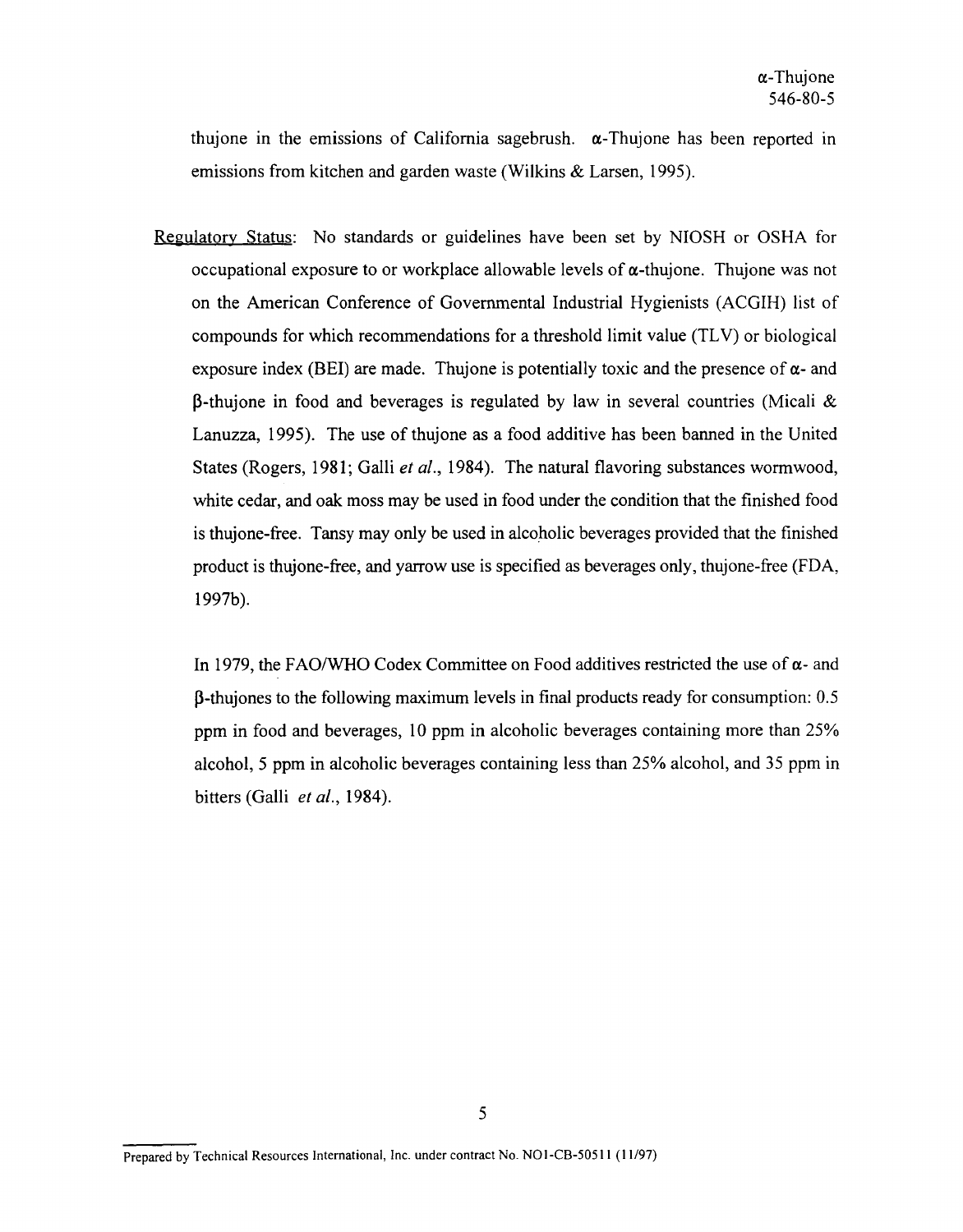thujone in the emissions of California sagebrush. α-Thujone has been reported in emissions from kitchen and garden waste (Wilkins & Larsen, 1995).

Regulatory Status: No standards or guidelines have been set by NIOSH or OSHA for occupational exposure to or workplace allowable levels of α-thujone. Thujone was not on the American Conference of Governmental Industrial Hygienists (ACGIH) list of compounds for which recommendations for a threshold limit value (TLV) or biological exposure index (BEI) are made. Thujone is potentially toxic and the presence of α- and β-thujone in food and beverages is regulated by law in several countries (Micali & Lanuzza, 1995). The use of thujone as a food additive has been banned in the United States (Rogers, 1981; Galli *et al.*, 1984). The natural flavoring substances wormwood, white cedar, and oak moss may be used in food under the condition that the finished food is thujone-free. Tansy may only be used in alcoholic beverages provided that the finished product is thujone-free, and yarrow use is specified as beverages only, thujone-free (FDA, 1997b).

In 1979, the FAO/WHO Codex Committee on Food additives restricted the use of α- and β-thujones to the following maximum levels in final products ready for consumption: 0.5 ppm in food and beverages, 10 ppm in alcoholic beverages containing more than 25% alcohol, 5 ppm in alcoholic beverages containing less than 25% alcohol, and 35 ppm in bitters (Galli *et al.*, 1984).

Prepared by Technical Resources International, Inc. under contract No. NO1-CB-50511 (11/97)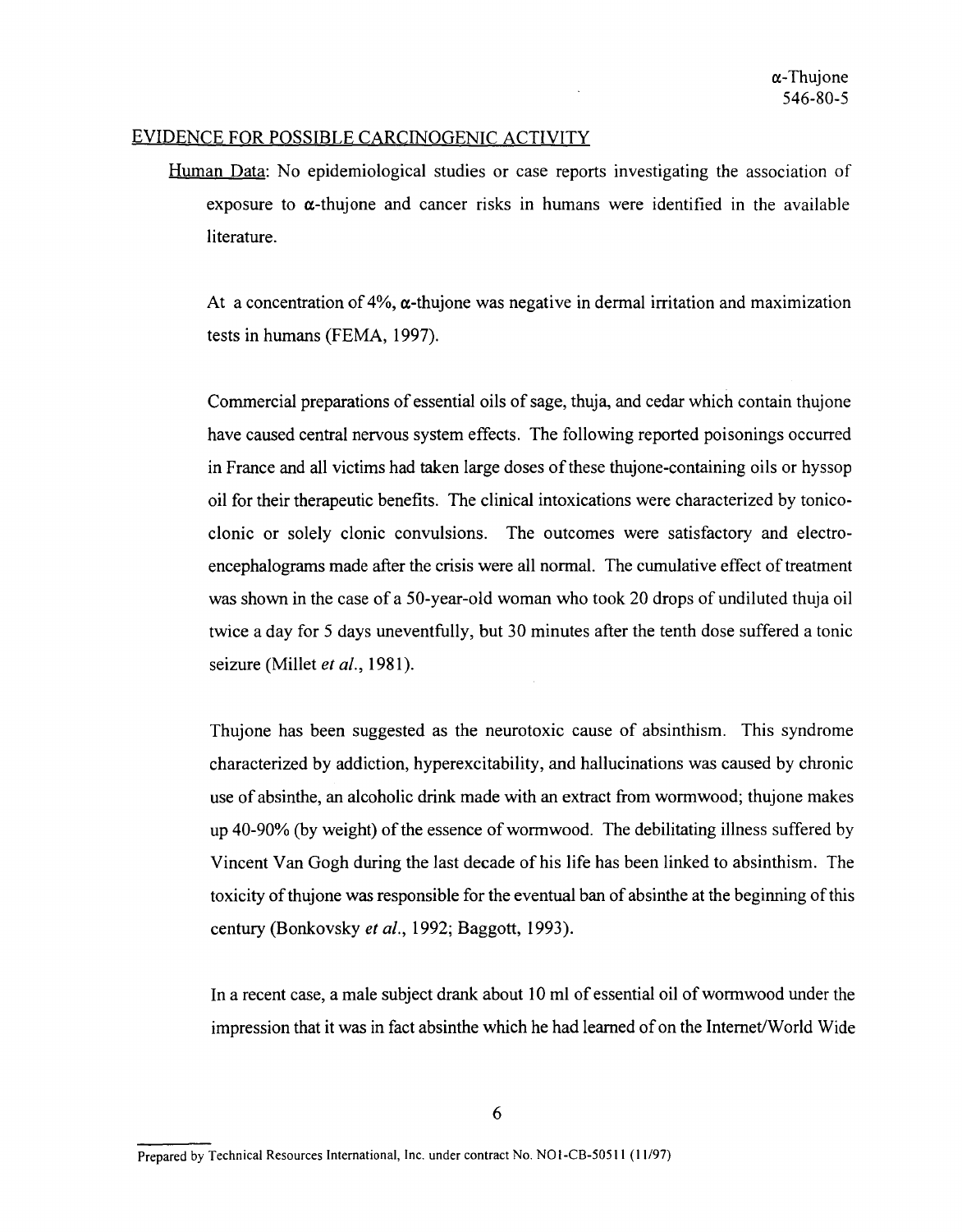## EVIDENCE FOR POSSIBLE CARCINOGENIC ACTIVITY

Human Data: No epidemiological studies or case reports investigating the association of exposure to α-thujone and cancer risks in humans were identified in the available literature.

At a concentration of 4%, α-thujone was negative in dermal irritation and maximization tests in humans (FEMA, 1997).

Commercial preparations of essential oils of sage, thuja, and cedar which contain thujone have caused central nervous system effects. The following reported poisonings occurred in France and all victims had taken large doses of these thujone-containing oils or hyssop oil for their therapeutic benefits. The clinical intoxications were characterized by tonico-clonic or solely clonic convulsions. The outcomes were satisfactory and electro-encephalograms made after the crisis were all normal. The cumulative effect of treatment was shown in the case of a 50-year-old woman who took 20 drops of undiluted thuja oil twice a day for 5 days uneventfully, but 30 minutes after the tenth dose suffered a tonic seizure (Millet *et al.*, 1981).

Thujone has been suggested as the neurotoxic cause of absinthism. This syndrome characterized by addiction, hyperexcitability, and hallucinations was caused by chronic use of absinthe, an alcoholic drink made with an extract from wormwood; thujone makes up 40-90% (by weight) of the essence of wormwood. The debilitating illness suffered by Vincent Van Gogh during the last decade of his life has been linked to absinthism. The toxicity of thujone was responsible for the eventual ban of absinthe at the beginning of this century (Bonkovsky *et al.*, 1992; Baggott, 1993).

In a recent case, a male subject drank about 10 ml of essential oil of wormwood under the impression that it was in fact absinthe which he had learned of on the Internet/World Wide

Prepared by Technical Resources International, Inc. under contract No. NO1-CB-50511 (11/97)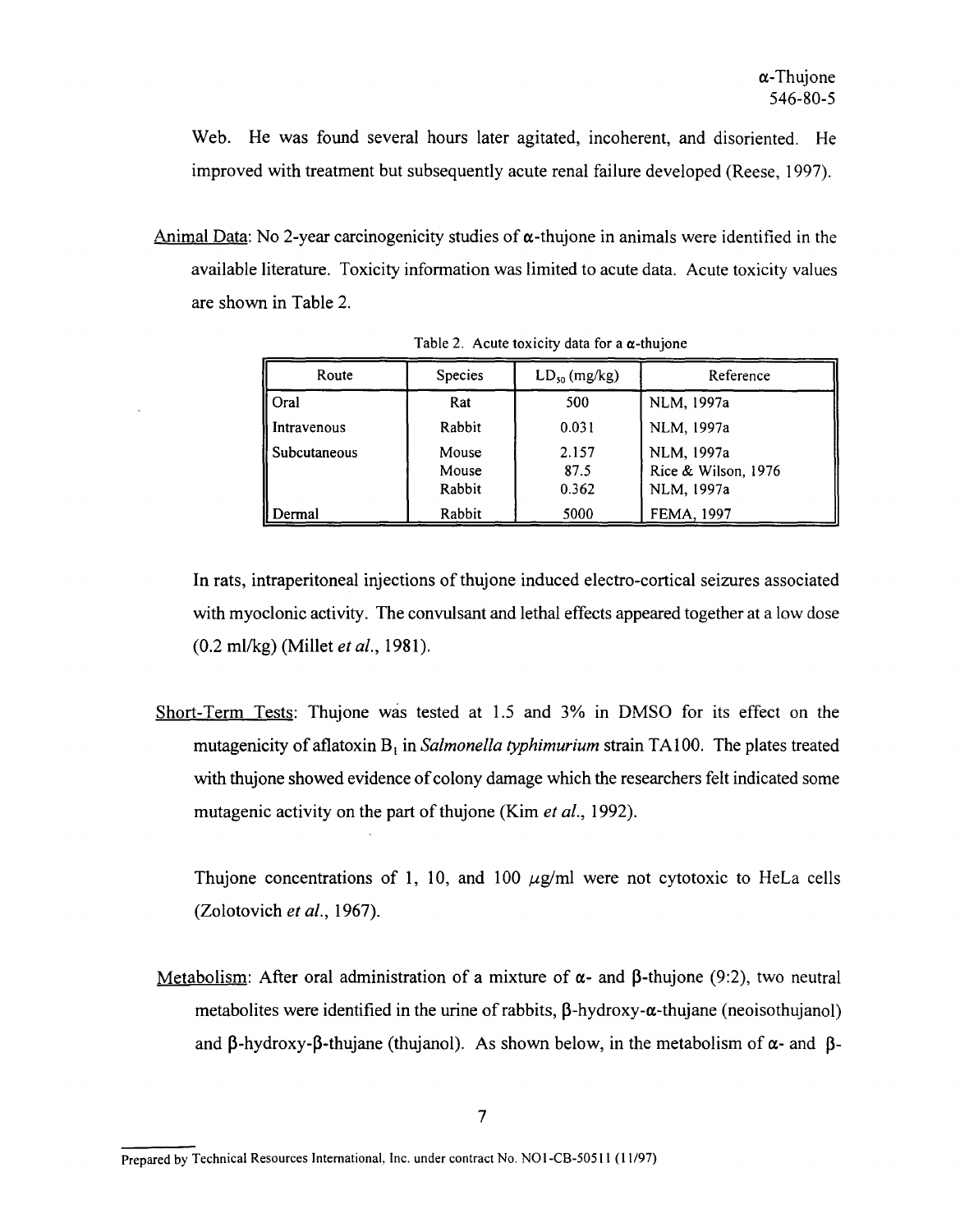Web. He was found several hours later agitated, incoherent, and disoriented. He improved with treatment but subsequently acute renal failure developed (Reese, 1997).

Animal Data: No 2-year carcinogenicity studies of α-thujone in animals were identified in the available literature. Toxicity information was limited to acute data. Acute toxicity values are shown in Table 2.

Table 2. Acute toxicity data for a α-thujone

| Route | Species | $LD_{50}$ (mg/kg) | Reference |
|---|---|---|---|
| Oral | Rat | 500 | NLM, 1997a |
| Intravenous | Rabbit | 0.031 | NLM, 1997a |
| Subcutaneous | Mouse | 2.157 | NLM, 1997a |
| | Mouse | 87.5 | Rice & Wilson, 1976 |
| | Rabbit | 0.362 | NLM, 1997a |
| Dermal | Rabbit | 5000 | FEMA, 1997 |

In rats, intraperitoneal injections of thujone induced electro-cortical seizures associated with myoclonic activity. The convulsant and lethal effects appeared together at a low dose (0.2 ml/kg) (Millet *et al.*, 1981).

Short-Term Tests: Thujone was tested at 1.5 and 3% in DMSO for its effect on the mutagenicity of aflatoxin $B_1$ in *Salmonella typhimurium* strain TA100. The plates treated with thujone showed evidence of colony damage which the researchers felt indicated some mutagenic activity on the part of thujone (Kim *et al.*, 1992).

Thujone concentrations of 1, 10, and 100 $\mu$g/ml were not cytotoxic to HeLa cells (Zolotovich *et al.*, 1967).

Metabolism: After oral administration of a mixture of α- and β-thujone (9:2), two neutral metabolites were identified in the urine of rabbits, β-hydroxy-α-thujane (neoisothujanol) and β-hydroxy-β-thujane (thujanol). As shown below, in the metabolism of α- and β-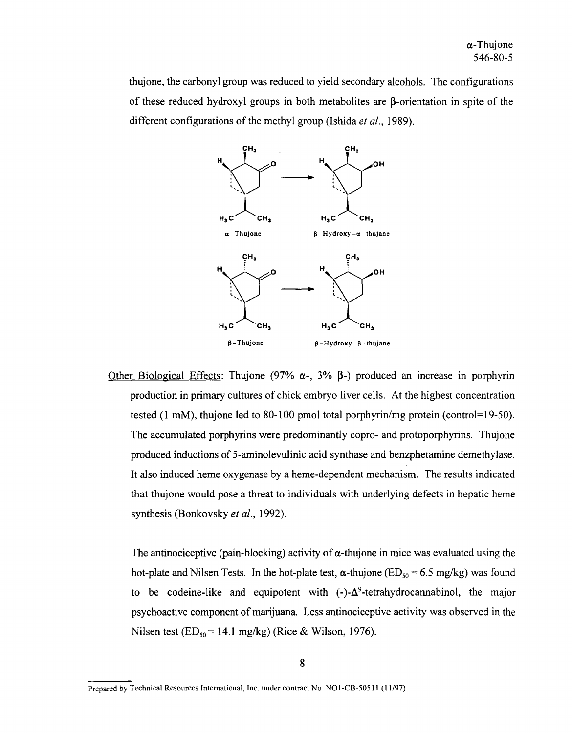thujone, the carbonyl group was reduced to yield secondary alcohols. The configurations of these reduced hydroxyl groups in both metabolites are β-orientation in spite of the different configurations of the methyl group (Ishida *et al.*, 1989).

α-Thujone → β-Hydroxy-α-thujane

β-Thujone → β-Hydroxy-β-thujane

Other Biological Effects: Thujone (97% α-, 3% β-) produced an increase in porphyrin production in primary cultures of chick embryo liver cells. At the highest concentration tested (1 mM), thujone led to 80-100 pmol total porphyrin/mg protein (control=19-50). The accumulated porphyrins were predominantly copro- and protoporphyrins. Thujone produced inductions of 5-aminolevulinic acid synthase and benzphetamine demethylase. It also induced heme oxygenase by a heme-dependent mechanism. The results indicated that thujone would pose a threat to individuals with underlying defects in hepatic heme synthesis (Bonkovsky *et al.*, 1992).

The antinociceptive (pain-blocking) activity of α-thujone in mice was evaluated using the hot-plate and Nilsen Tests. In the hot-plate test, α-thujone ($ED_{50}$ = 6.5 mg/kg) was found to be codeine-like and equipotent with (-)-$\Delta^9$-tetrahydrocannabinol, the major psychoactive component of marijuana. Less antinociceptive activity was observed in the Nilsen test ($ED_{50}$ = 14.1 mg/kg) (Rice & Wilson, 1976).

Prepared by Technical Resources International, Inc. under contract No. NO1-CB-50511 (11/97)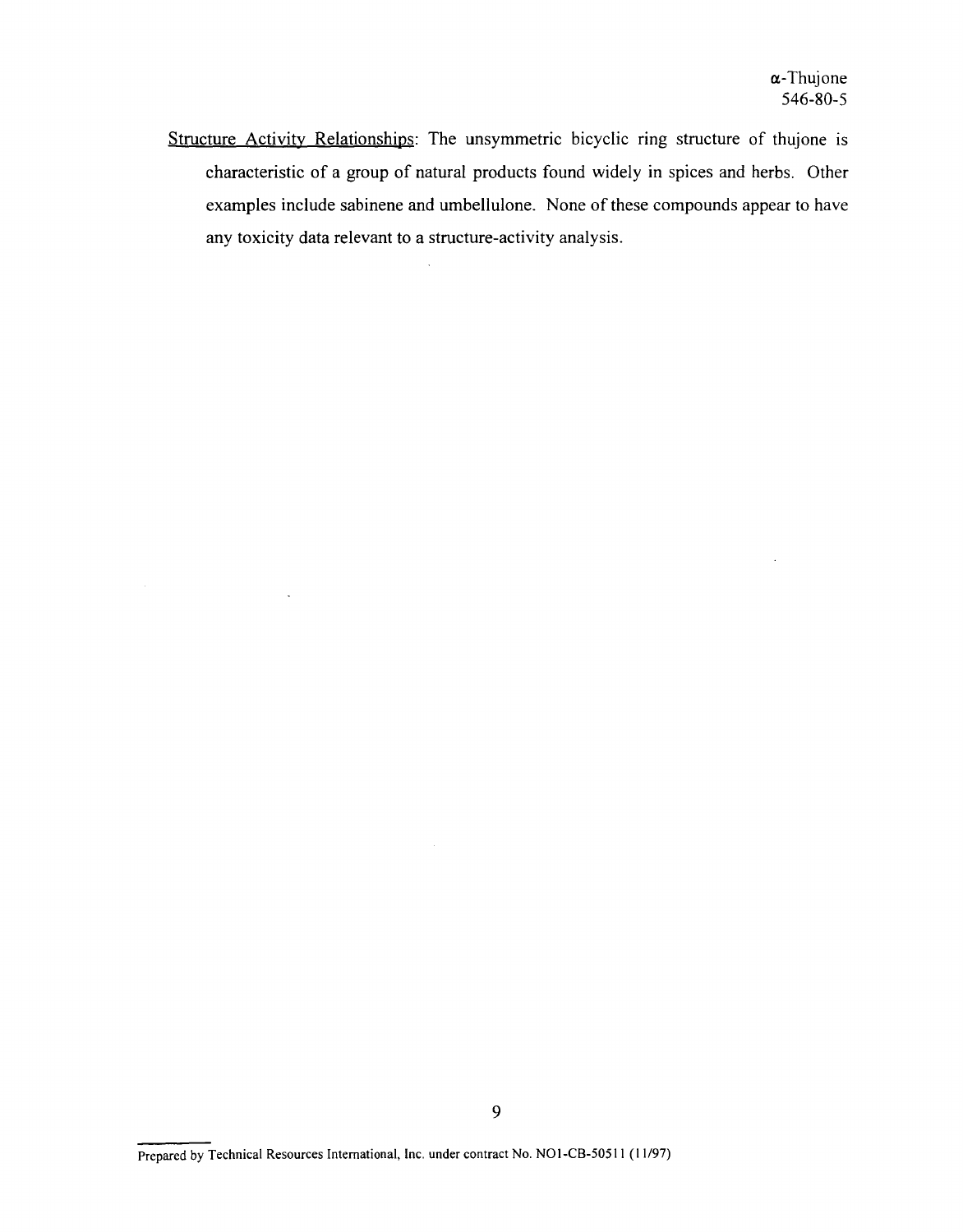Structure Activity Relationships: The unsymmetric bicyclic ring structure of thujone is characteristic of a group of natural products found widely in spices and herbs. Other examples include sabinene and umbellulone. None of these compounds appear to have any toxicity data relevant to a structure-activity analysis.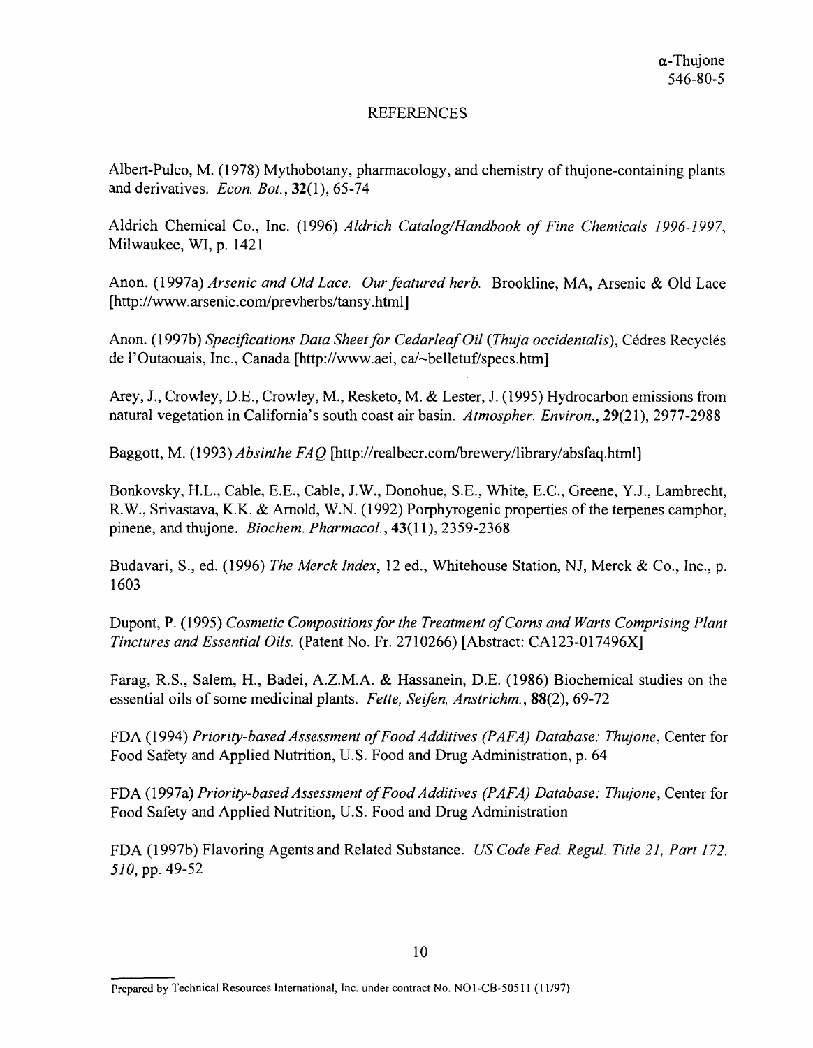## REFERENCES

Albert-Puleo, M. (1978) Mythobotany, pharmacology, and chemistry of thujone-containing plants and derivatives. *Econ. Bot.*, **32**(1), 65-74

Aldrich Chemical Co., Inc. (1996) *Aldrich Catalog/Handbook of Fine Chemicals 1996-1997*, Milwaukee, WI, p. 1421

Anon. (1997a) *Arsenic and Old Lace. Our featured herb.* Brookline, MA, Arsenic & Old Lace [http://www.arsenic.com/prevherbs/tansy.html]

Anon. (1997b) *Specifications Data Sheet for Cedarleaf Oil (Thuja occidentalis)*, Cédres Recyclés de l'Outaouais, Inc., Canada [http://www.aei, ca/~belletuf/specs.htm]

Arey, J., Crowley, D.E., Crowley, M., Resketo, M. & Lester, J. (1995) Hydrocarbon emissions from natural vegetation in California's south coast air basin. *Atmospher. Environ.*, **29**(21), 2977-2988

Baggott, M. (1993) *Absinthe FAQ* [http://realbeer.com/brewery/library/absfaq.html]

Bonkovsky, H.L., Cable, E.E., Cable, J.W., Donohue, S.E., White, E.C., Greene, Y.J., Lambrecht, R.W., Srivastava, K.K. & Arnold, W.N. (1992) Porphyrogenic properties of the terpenes camphor, pinene, and thujone. *Biochem. Pharmacol.*, **43**(11), 2359-2368

Budavari, S., ed. (1996) *The Merck Index*, 12 ed., Whitehouse Station, NJ, Merck & Co., Inc., p. 1603

Dupont, P. (1995) *Cosmetic Compositions for the Treatment of Corns and Warts Comprising Plant Tinctures and Essential Oils.* (Patent No. Fr. 2710266) [Abstract: CA123-017496X]

Farag, R.S., Salem, H., Badei, A.Z.M.A. & Hassanein, D.E. (1986) Biochemical studies on the essential oils of some medicinal plants. *Fette, Seifen, Anstrichm.*, **88**(2), 69-72

FDA (1994) *Priority-based Assessment of Food Additives (PAFA) Database: Thujone*, Center for Food Safety and Applied Nutrition, U.S. Food and Drug Administration, p. 64

FDA (1997a) *Priority-based Assessment of Food Additives (PAFA) Database: Thujone*, Center for Food Safety and Applied Nutrition, U.S. Food and Drug Administration

FDA (1997b) Flavoring Agents and Related Substance. *US Code Fed. Regul. Title 21, Part 172. 510*, pp. 49-52

Prepared by Technical Resources International, Inc. under contract No. NO1-CB-50511 (11/97)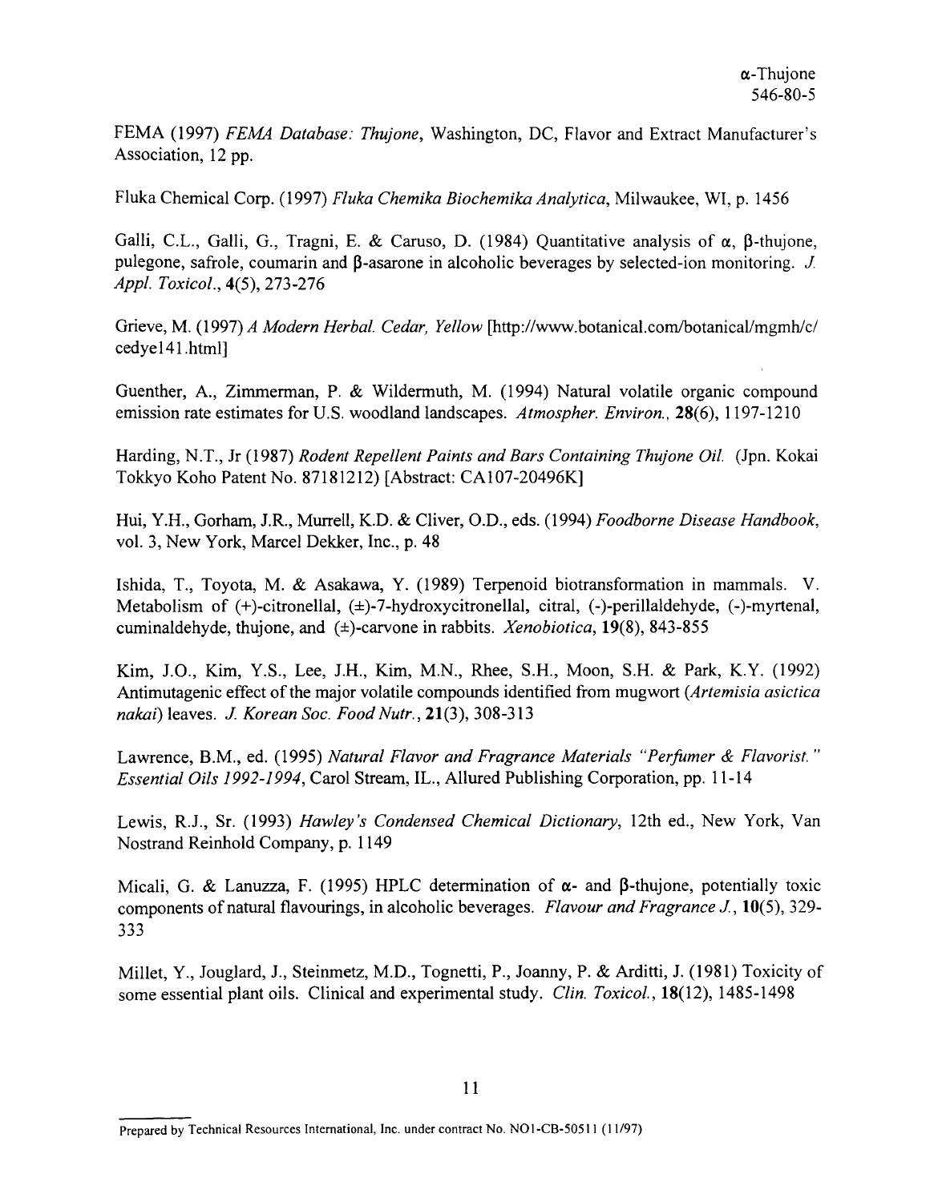FEMA (1997) *FEMA Database: Thujone*, Washington, DC, Flavor and Extract Manufacturer's Association, 12 pp.

Fluka Chemical Corp. (1997) *Fluka Chemika Biochemika Analytica*, Milwaukee, WI, p. 1456

Galli, C.L., Galli, G., Tragni, E. & Caruso, D. (1984) Quantitative analysis of α, β-thujone, pulegone, safrole, coumarin and β-asarone in alcoholic beverages by selected-ion monitoring. *J. Appl. Toxicol.*, **4**(5), 273-276

Grieve, M. (1997) *A Modern Herbal. Cedar, Yellow* [http://www.botanical.com/botanical/mgmh/c/cedyel41.html]

Guenther, A., Zimmerman, P. & Wildermuth, M. (1994) Natural volatile organic compound emission rate estimates for U.S. woodland landscapes. *Atmospher. Environ.*, **28**(6), 1197-1210

Harding, N.T., Jr (1987) *Rodent Repellent Paints and Bars Containing Thujone Oil.* (Jpn. Kokai Tokkyo Koho Patent No. 87181212) [Abstract: CA107-20496K]

Hui, Y.H., Gorham, J.R., Murrell, K.D. & Cliver, O.D., eds. (1994) *Foodborne Disease Handbook*, vol. 3, New York, Marcel Dekker, Inc., p. 48

Ishida, T., Toyota, M. & Asakawa, Y. (1989) Terpenoid biotransformation in mammals. V. Metabolism of (+)-citronellal, (±)-7-hydroxycitronellal, citral, (-)-perillaldehyde, (-)-myrtenal, cuminaldehyde, thujone, and (±)-carvone in rabbits. *Xenobiotica*, **19**(8), 843-855

Kim, J.O., Kim, Y.S., Lee, J.H., Kim, M.N., Rhee, S.H., Moon, S.H. & Park, K.Y. (1992) Antimutagenic effect of the major volatile compounds identified from mugwort (*Artemisia asictica nakai*) leaves. *J. Korean Soc. Food Nutr.*, **21**(3), 308-313

Lawrence, B.M., ed. (1995) *Natural Flavor and Fragrance Materials "Perfumer & Flavorist." Essential Oils 1992-1994*, Carol Stream, IL., Allured Publishing Corporation, pp. 11-14

Lewis, R.J., Sr. (1993) *Hawley's Condensed Chemical Dictionary*, 12th ed., New York, Van Nostrand Reinhold Company, p. 1149

Micali, G. & Lanuzza, F. (1995) HPLC determination of α- and β-thujone, potentially toxic components of natural flavourings, in alcoholic beverages. *Flavour and Fragrance J.*, **10**(5), 329-333

Millet, Y., Jouglard, J., Steinmetz, M.D., Tognetti, P., Joanny, P. & Arditti, J. (1981) Toxicity of some essential plant oils. Clinical and experimental study. *Clin. Toxicol.*, **18**(12), 1485-1498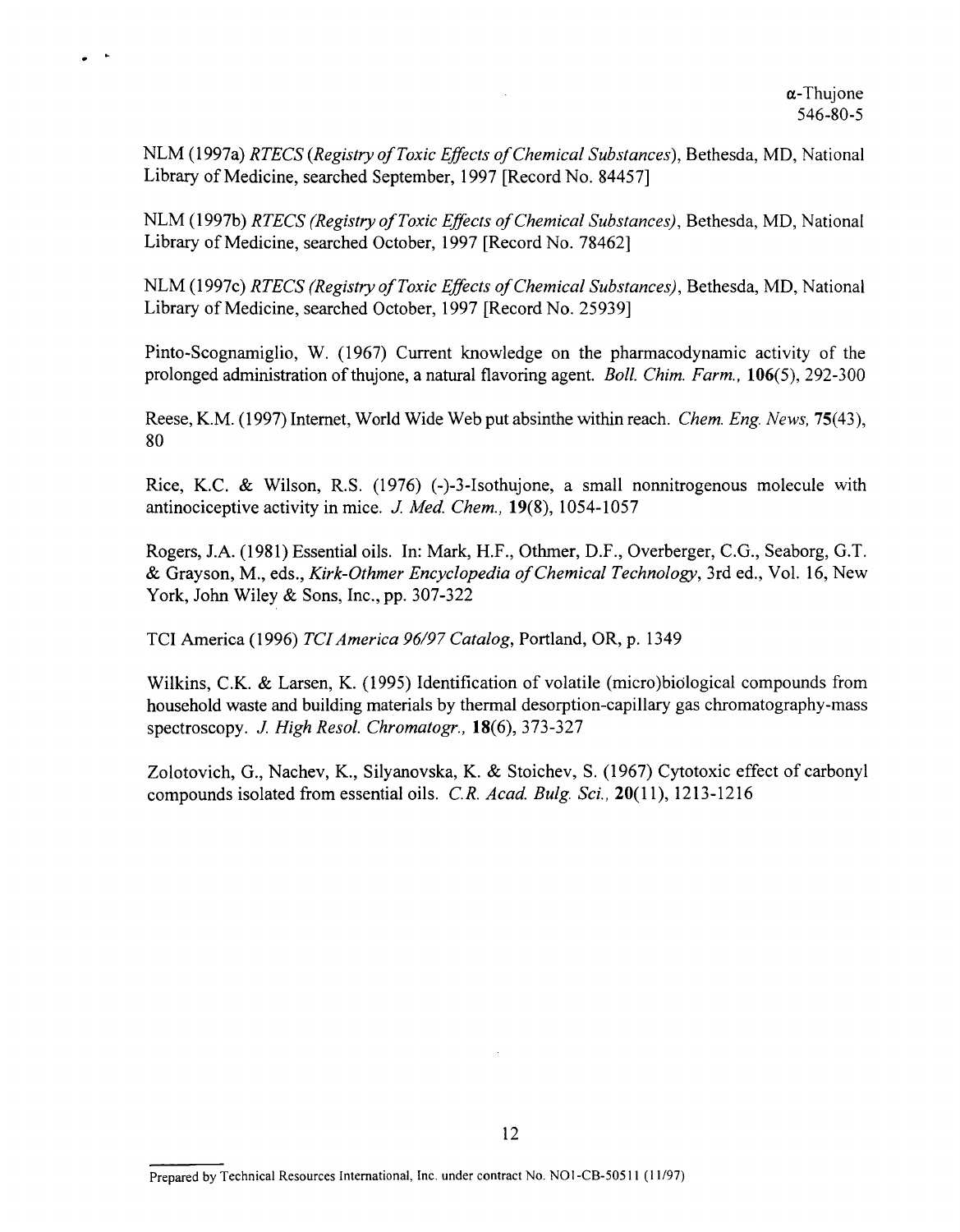NLM (1997a) *RTECS (Registry of Toxic Effects of Chemical Substances)*, Bethesda, MD, National Library of Medicine, searched September, 1997 [Record No. 84457]

NLM (1997b) *RTECS (Registry of Toxic Effects of Chemical Substances)*, Bethesda, MD, National Library of Medicine, searched October, 1997 [Record No. 78462]

NLM (1997c) *RTECS (Registry of Toxic Effects of Chemical Substances)*, Bethesda, MD, National Library of Medicine, searched October, 1997 [Record No. 25939]

Pinto-Scognamiglio, W. (1967) Current knowledge on the pharmacodynamic activity of the prolonged administration of thujone, a natural flavoring agent. *Boll. Chim. Farm.*, **106**(5), 292-300

Reese, K.M. (1997) Internet, World Wide Web put absinthe within reach. *Chem. Eng. News*, **75**(43), 80

Rice, K.C. & Wilson, R.S. (1976) (-)-3-Isothujone, a small nonnitrogenous molecule with antinociceptive activity in mice. *J. Med. Chem.*, **19**(8), 1054-1057

Rogers, J.A. (1981) Essential oils. In: Mark, H.F., Othmer, D.F., Overberger, C.G., Seaborg, G.T. & Grayson, M., eds., *Kirk-Othmer Encyclopedia of Chemical Technology*, 3rd ed., Vol. 16, New York, John Wiley & Sons, Inc., pp. 307-322

TCI America (1996) *TCI America 96/97 Catalog*, Portland, OR, p. 1349

Wilkins, C.K. & Larsen, K. (1995) Identification of volatile (micro)biological compounds from household waste and building materials by thermal desorption-capillary gas chromatography-mass spectroscopy. *J. High Resol. Chromatogr.*, **18**(6), 373-327

Zolotovich, G., Nachev, K., Silyanovska, K. & Stoichev, S. (1967) Cytotoxic effect of carbonyl compounds isolated from essential oils. *C.R. Acad. Bulg. Sci.*, **20**(11), 1213-1216